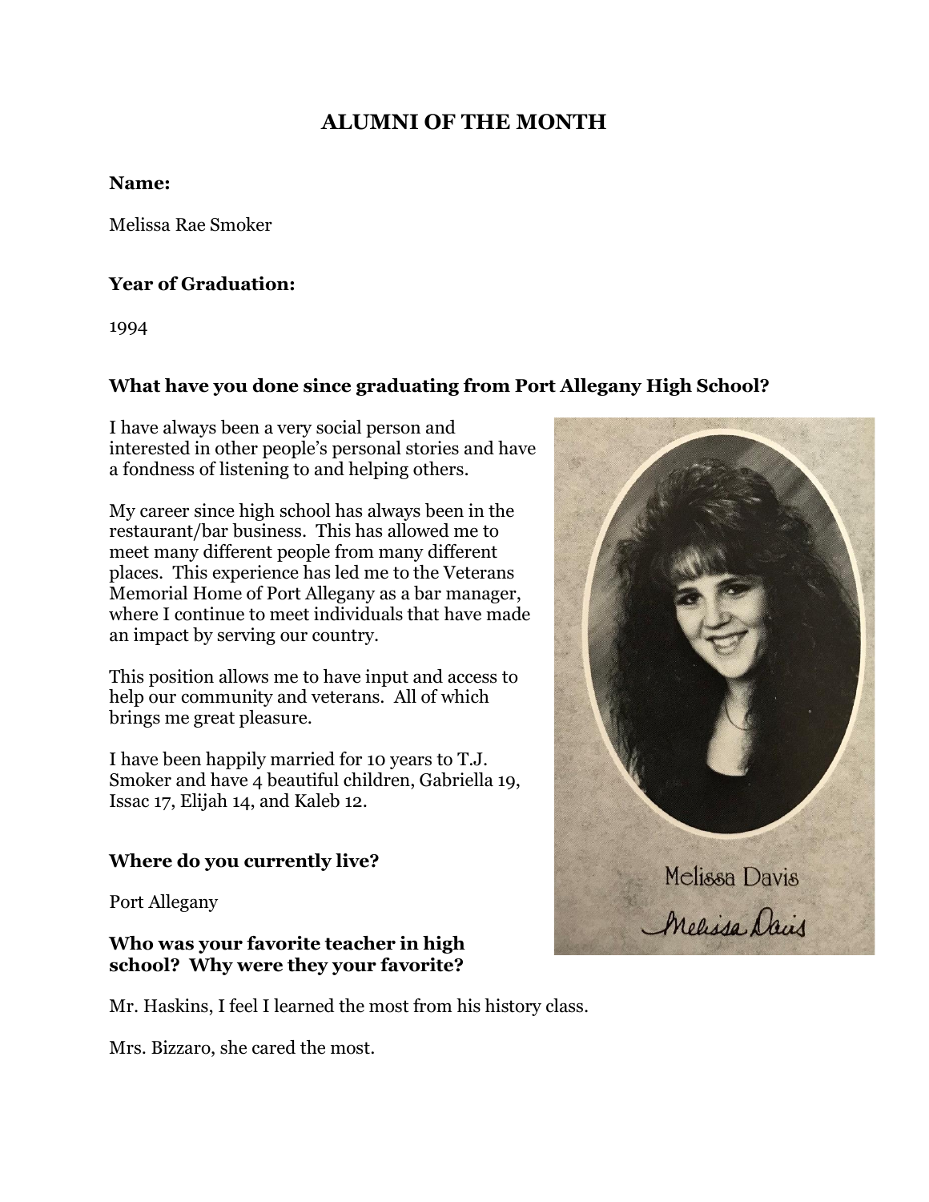# ALUMNI OF THE MONTH

**Name:**

Melissa Rae Smoker

**Year of Graduation:**

1994

**What have you done since graduating from Port Allegany High School?**

I have always been a very social person and interested in other people's personal stories and have a fondness of listening to and helping others.

My career since high school has always been in the restaurant/bar business. This has allowed me to meet many different people from many different places. This experience has led me to the Veterans Memorial Home of Port Allegany as a bar manager, where I continue to meet individuals that have made an impact by serving our country.

This position allows me to have input and access to help our community and veterans. All of which brings me great pleasure.

I have been happily married for 10 years to T.J. Smoker and have 4 beautiful children, Gabriella 19, Issac 17, Elijah 14, and Kaleb 12.

**Where do you currently live?**

Port Allegany

**Who was your favorite teacher in high school? Why were they your favorite?**

Mr. Haskins, I feel I learned the most from his history class.

Mrs. Bizzaro, she cared the most.

Melissa Davis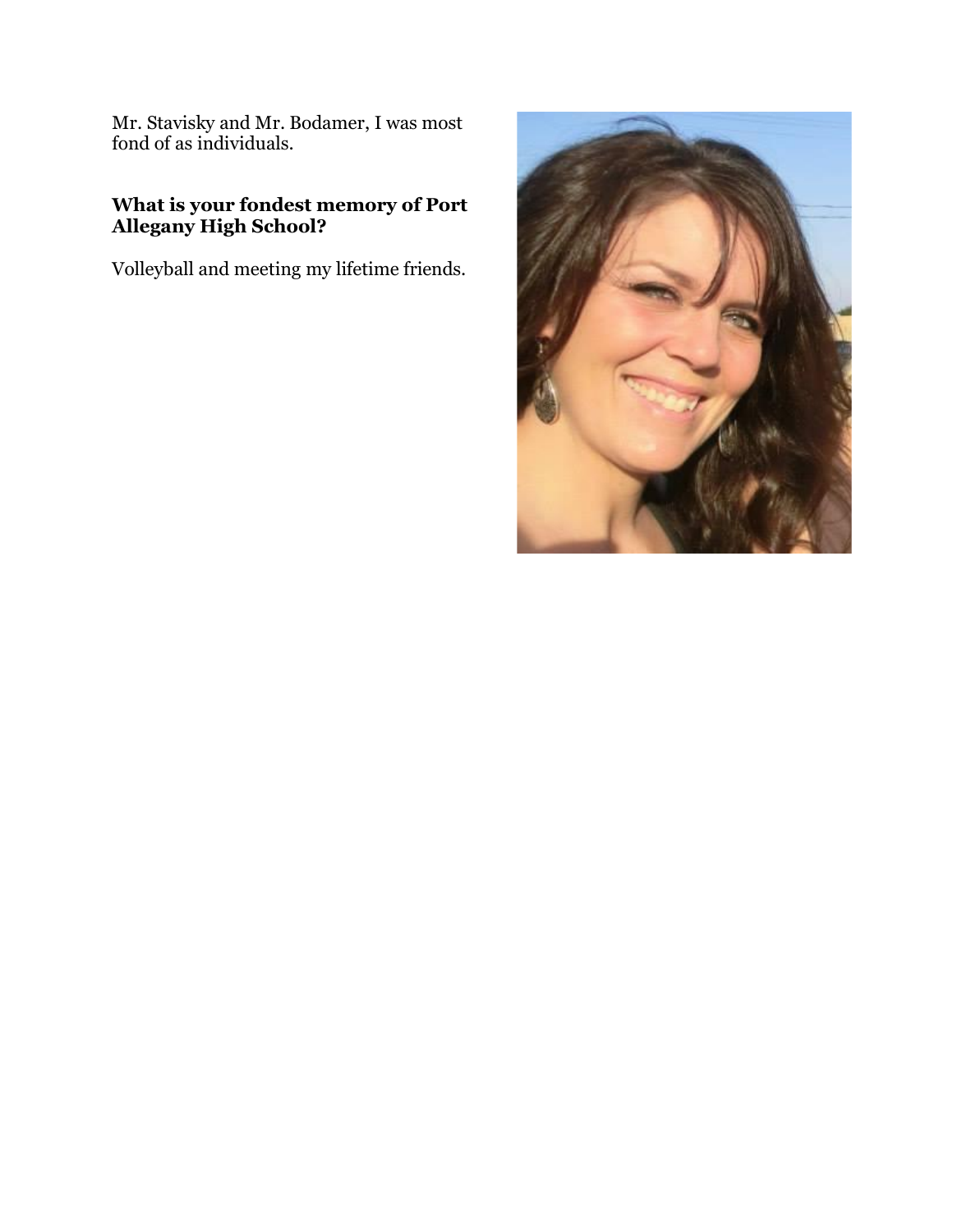Mr. Stavisky and Mr. Bodamer, I was most fond of as individuals.

**What is your fondest memory of Port Allegany High School?**

Volleyball and meeting my lifetime friends.